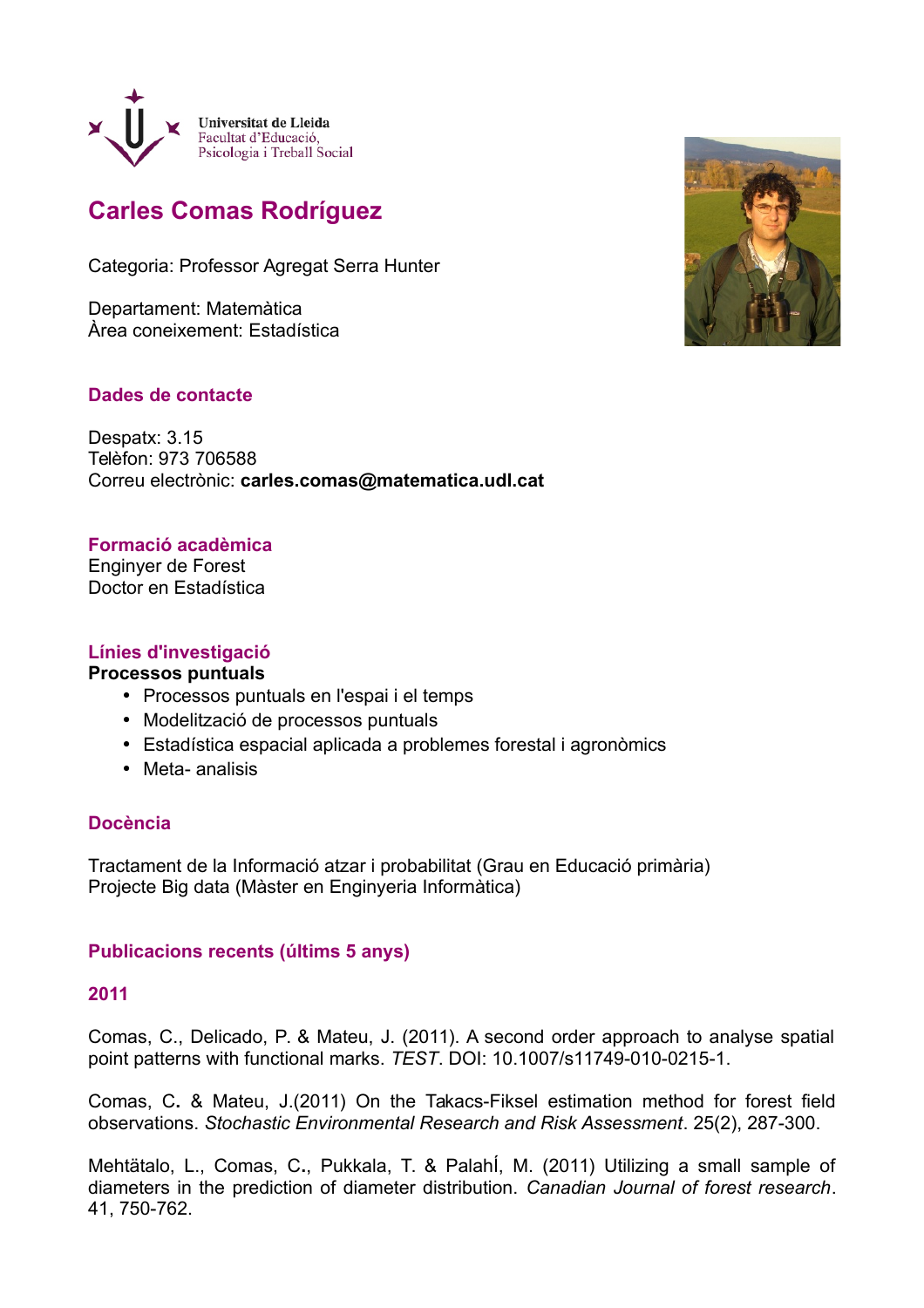Universitat de Lleida
Facultat d'Educació,
Psicologia i Treball Social

# Carles Comas Rodríguez

Categoria: Professor Agregat Serra Hunter

Departament: Matemàtica
Àrea coneixement: Estadística

## Dades de contacte

Despatx: 3.15
Telèfon: 973 706588
Correu electrònic: **carles.comas@matematica.udl.cat**

## Formació acadèmica

Enginyer de Forest
Doctor en Estadística

## Línies d'investigació

**Processos puntuals**

- Processos puntuals en l'espai i el temps
- Modelització de processos puntuals
- Estadística espacial aplicada a problemes forestal i agronòmics
- Meta- analisis

## Docència

Tractament de la Informació atzar i probabilitat (Grau en Educació primària)
Projecte Big data (Màster en Enginyeria Informàtica)

## Publicacions recents (últims 5 anys)

### 2011

Comas, C., Delicado, P. & Mateu, J. (2011). A second order approach to analyse spatial point patterns with functional marks. *TEST*. DOI: 10.1007/s11749-010-0215-1.

Comas, C**.** & Mateu, J.(2011) On the Takacs-Fiksel estimation method for forest field observations. *Stochastic Environmental Research and Risk Assessment*. 25(2), 287-300.

Mehtätalo, L., Comas, C**.**, Pukkala, T. & PalahÍ, M. (2011) Utilizing a small sample of diameters in the prediction of diameter distribution. *Canadian Journal of forest research*. 41, 750-762.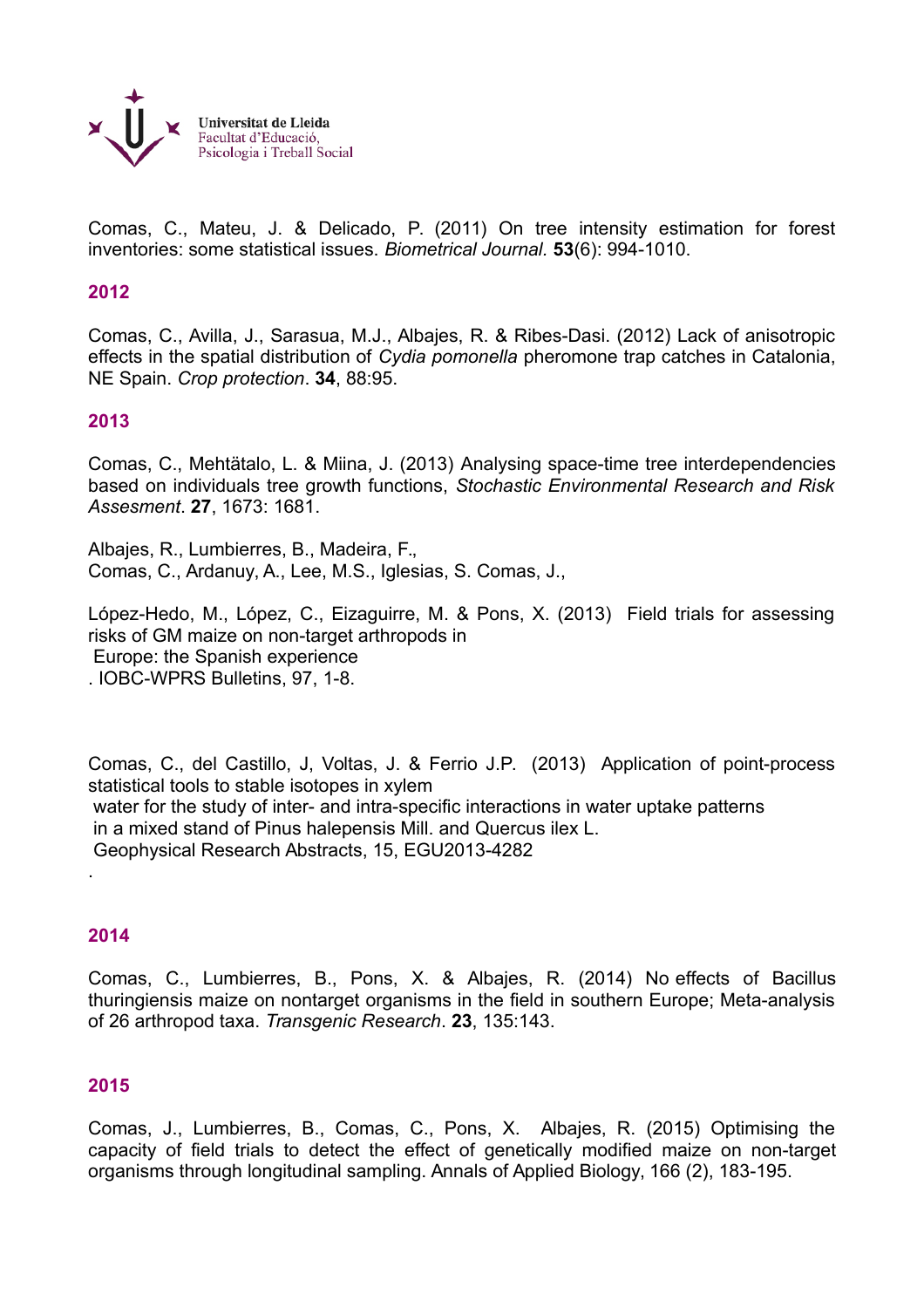Comas, C., Mateu, J. & Delicado, P. (2011) On tree intensity estimation for forest inventories: some statistical issues. *Biometrical Journal*. **53**(6): 994-1010.

## 2012

Comas, C., Avilla, J., Sarasua, M.J., Albajes, R. & Ribes-Dasi. (2012) Lack of anisotropic effects in the spatial distribution of *Cydia pomonella* pheromone trap catches in Catalonia, NE Spain. *Crop protection*. **34**, 88:95.

## 2013

Comas, C., Mehtätalo, L. & Miina, J. (2013) Analysing space-time tree interdependencies based on individuals tree growth functions, *Stochastic Environmental Research and Risk Assesment*. **27**, 1673: 1681.

Albajes, R., Lumbierres, B., Madeira, F.,
Comas, C., Ardanuy, A., Lee, M.S., Iglesias, S. Comas, J.,

López-Hedo, M., López, C., Eizaguirre, M. & Pons, X. (2013) Field trials for assessing risks of GM maize on non-target arthropods in
Europe: the Spanish experience
. IOBC-WPRS Bulletins, 97, 1-8.

Comas, C., del Castillo, J, Voltas, J. & Ferrio J.P. (2013) Application of point-process statistical tools to stable isotopes in xylem
water for the study of inter- and intra-specific interactions in water uptake patterns
in a mixed stand of Pinus halepensis Mill. and Quercus ilex L.
Geophysical Research Abstracts, 15, EGU2013-4282
.

## 2014

Comas, C., Lumbierres, B., Pons, X. & Albajes, R. (2014) No effects of Bacillus thuringiensis maize on nontarget organisms in the field in southern Europe; Meta-analysis of 26 arthropod taxa. *Transgenic Research*. **23**, 135:143.

## 2015

Comas, J., Lumbierres, B., Comas, C., Pons, X. Albajes, R. (2015) Optimising the capacity of field trials to detect the effect of genetically modified maize on non-target organisms through longitudinal sampling. Annals of Applied Biology, 166 (2), 183-195.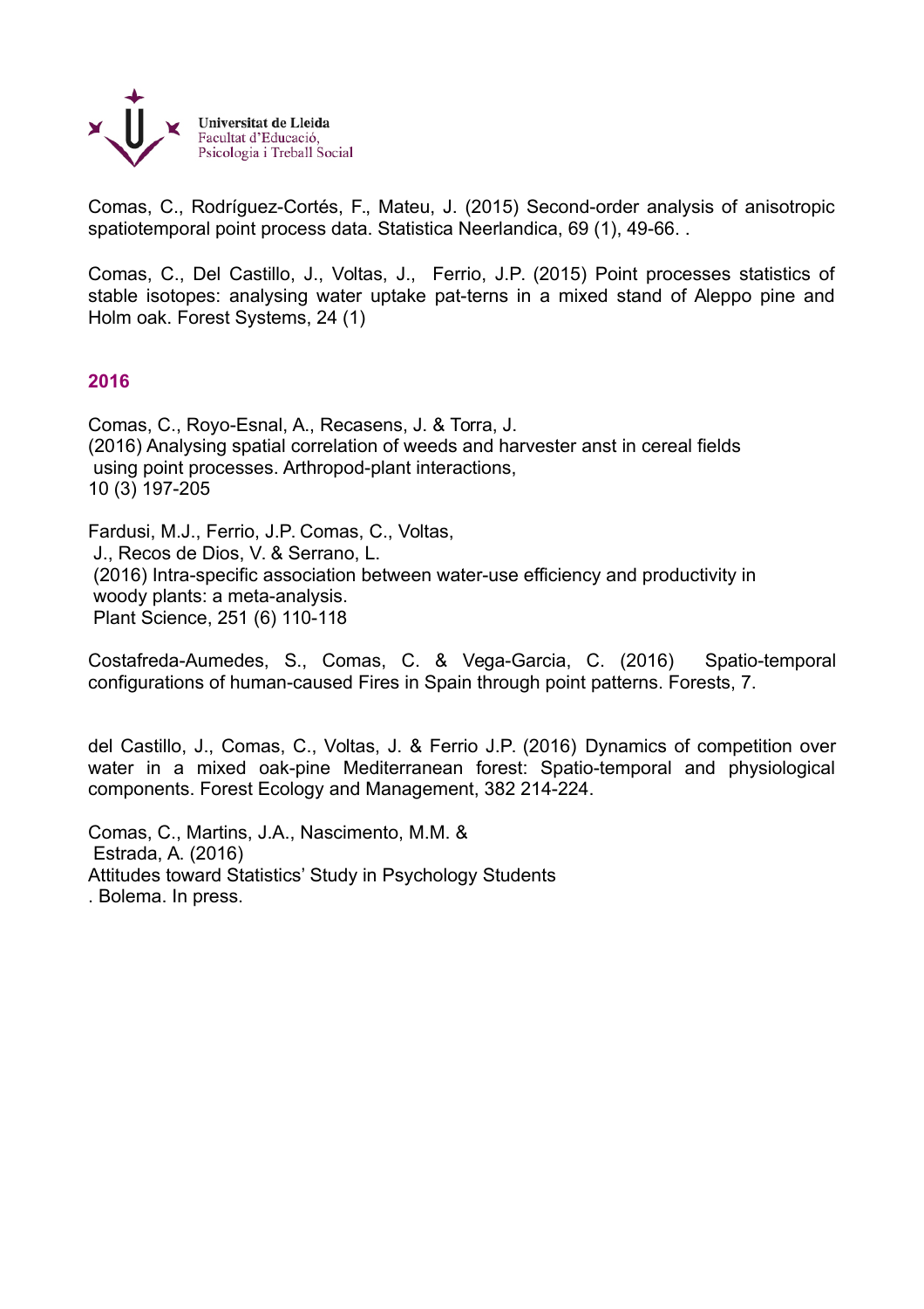Comas, C., Rodríguez-Cortés, F., Mateu, J. (2015) Second-order analysis of anisotropic spatiotemporal point process data. Statistica Neerlandica, 69 (1), 49-66. .

Comas, C., Del Castillo, J., Voltas, J., Ferrio, J.P. (2015) Point processes statistics of stable isotopes: analysing water uptake pat-terns in a mixed stand of Aleppo pine and Holm oak. Forest Systems, 24 (1)

## 2016

Comas, C., Royo-Esnal, A., Recasens, J. & Torra, J.
(2016) Analysing spatial correlation of weeds and harvester anst in cereal fields using point processes. Arthropod-plant interactions, 10 (3) 197-205

Fardusi, M.J., Ferrio, J.P. Comas, C., Voltas, J., Recos de Dios, V. & Serrano, L.
(2016) Intra-specific association between water-use efficiency and productivity in woody plants: a meta-analysis.
Plant Science, 251 (6) 110-118

Costafreda-Aumedes, S., Comas, C. & Vega-Garcia, C. (2016) Spatio-temporal configurations of human-caused Fires in Spain through point patterns. Forests, 7.

del Castillo, J., Comas, C., Voltas, J. & Ferrio J.P. (2016) Dynamics of competition over water in a mixed oak-pine Mediterranean forest: Spatio-temporal and physiological components. Forest Ecology and Management, 382 214-224.

Comas, C., Martins, J.A., Nascimento, M.M. & Estrada, A. (2016)
Attitudes toward Statistics' Study in Psychology Students
. Bolema. In press.